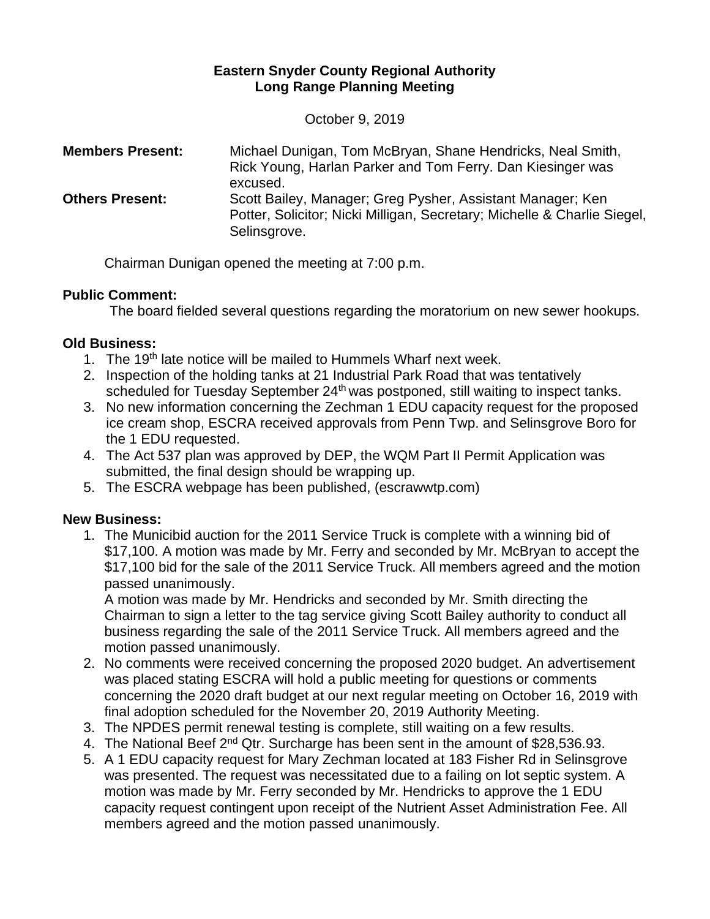**Eastern Snyder County Regional Authority**
**Long Range Planning Meeting**

October 9, 2019

**Members Present:** Michael Dunigan, Tom McBryan, Shane Hendricks, Neal Smith, Rick Young, Harlan Parker and Tom Ferry. Dan Kiesinger was excused.

**Others Present:** Scott Bailey, Manager; Greg Pysher, Assistant Manager; Ken Potter, Solicitor; Nicki Milligan, Secretary; Michelle & Charlie Siegel, Selinsgrove.

Chairman Dunigan opened the meeting at 7:00 p.m.

**Public Comment:**

The board fielded several questions regarding the moratorium on new sewer hookups.

**Old Business:**

1. The 19th late notice will be mailed to Hummels Wharf next week.
2. Inspection of the holding tanks at 21 Industrial Park Road that was tentatively scheduled for Tuesday September 24th was postponed, still waiting to inspect tanks.
3. No new information concerning the Zechman 1 EDU capacity request for the proposed ice cream shop, ESCRA received approvals from Penn Twp. and Selinsgrove Boro for the 1 EDU requested.
4. The Act 537 plan was approved by DEP, the WQM Part II Permit Application was submitted, the final design should be wrapping up.
5. The ESCRA webpage has been published, (escrawwtp.com)

**New Business:**

1. The Municibid auction for the 2011 Service Truck is complete with a winning bid of $17,100. A motion was made by Mr. Ferry and seconded by Mr. McBryan to accept the $17,100 bid for the sale of the 2011 Service Truck. All members agreed and the motion passed unanimously.
   A motion was made by Mr. Hendricks and seconded by Mr. Smith directing the Chairman to sign a letter to the tag service giving Scott Bailey authority to conduct all business regarding the sale of the 2011 Service Truck. All members agreed and the motion passed unanimously.
2. No comments were received concerning the proposed 2020 budget. An advertisement was placed stating ESCRA will hold a public meeting for questions or comments concerning the 2020 draft budget at our next regular meeting on October 16, 2019 with final adoption scheduled for the November 20, 2019 Authority Meeting.
3. The NPDES permit renewal testing is complete, still waiting on a few results.
4. The National Beef 2nd Qtr. Surcharge has been sent in the amount of $28,536.93.
5. A 1 EDU capacity request for Mary Zechman located at 183 Fisher Rd in Selinsgrove was presented. The request was necessitated due to a failing on lot septic system. A motion was made by Mr. Ferry seconded by Mr. Hendricks to approve the 1 EDU capacity request contingent upon receipt of the Nutrient Asset Administration Fee. All members agreed and the motion passed unanimously.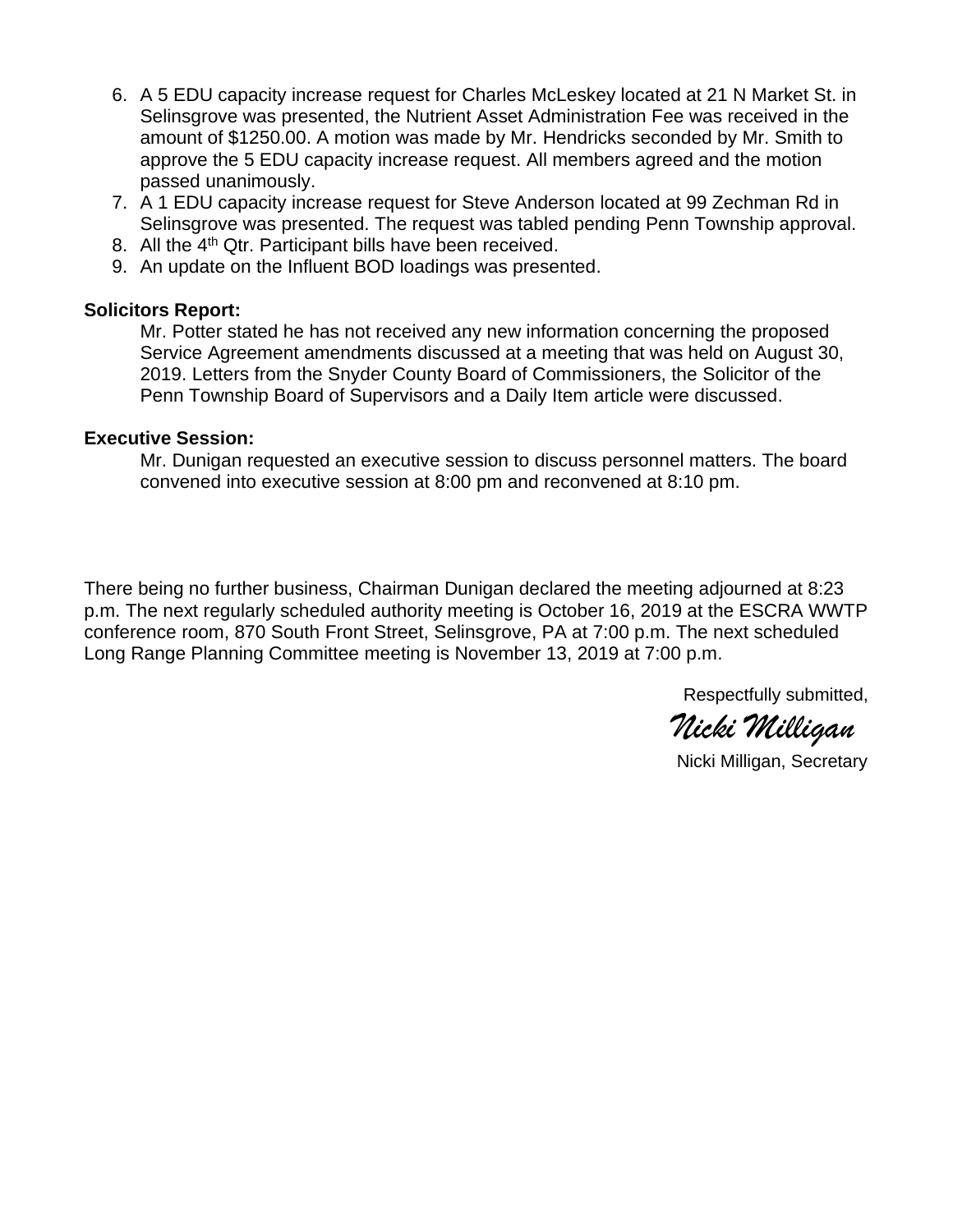6. A 5 EDU capacity increase request for Charles McLeskey located at 21 N Market St. in Selinsgrove was presented, the Nutrient Asset Administration Fee was received in the amount of $1250.00. A motion was made by Mr. Hendricks seconded by Mr. Smith to approve the 5 EDU capacity increase request. All members agreed and the motion passed unanimously.
7. A 1 EDU capacity increase request for Steve Anderson located at 99 Zechman Rd in Selinsgrove was presented. The request was tabled pending Penn Township approval.
8. All the 4th Qtr. Participant bills have been received.
9. An update on the Influent BOD loadings was presented.

**Solicitors Report:**

Mr. Potter stated he has not received any new information concerning the proposed Service Agreement amendments discussed at a meeting that was held on August 30, 2019. Letters from the Snyder County Board of Commissioners, the Solicitor of the Penn Township Board of Supervisors and a Daily Item article were discussed.

**Executive Session:**

Mr. Dunigan requested an executive session to discuss personnel matters. The board convened into executive session at 8:00 pm and reconvened at 8:10 pm.

There being no further business, Chairman Dunigan declared the meeting adjourned at 8:23 p.m. The next regularly scheduled authority meeting is October 16, 2019 at the ESCRA WWTP conference room, 870 South Front Street, Selinsgrove, PA at 7:00 p.m. The next scheduled Long Range Planning Committee meeting is November 13, 2019 at 7:00 p.m.

Respectfully submitted,

*Nicki Milligan*

Nicki Milligan, Secretary